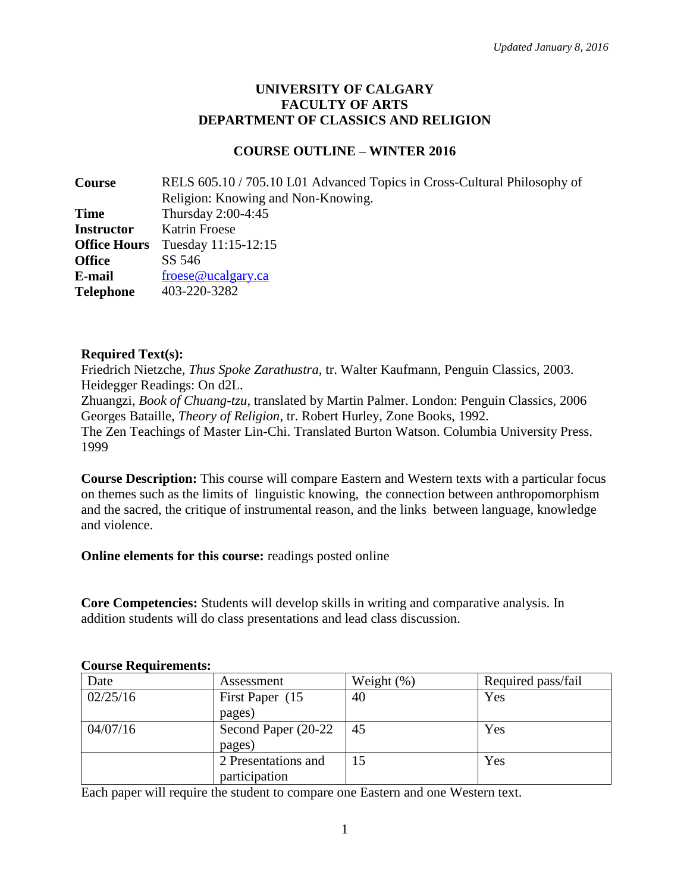*Updated January 8, 2016*

**UNIVERSITY OF CALGARY**
**FACULTY OF ARTS**
**DEPARTMENT OF CLASSICS AND RELIGION**

**COURSE OUTLINE – WINTER 2016**

| | |
|---|---|
| **Course** | RELS 605.10 / 705.10 L01 Advanced Topics in Cross-Cultural Philosophy of Religion: Knowing and Non-Knowing. |
| **Time** | Thursday 2:00-4:45 |
| **Instructor** | Katrin Froese |
| **Office Hours** | Tuesday 11:15-12:15 |
| **Office** | SS 546 |
| **E-mail** | froese@ucalgary.ca |
| **Telephone** | 403-220-3282 |

**Required Text(s):**
Friedrich Nietzche, *Thus Spoke Zarathustra*, tr. Walter Kaufmann, Penguin Classics, 2003.
Heidegger Readings: On d2L.
Zhuangzi, *Book of Chuang-tzu*, translated by Martin Palmer. London: Penguin Classics, 2006
Georges Bataille, *Theory of Religion*, tr. Robert Hurley, Zone Books, 1992.
The Zen Teachings of Master Lin-Chi. Translated Burton Watson. Columbia University Press. 1999

**Course Description:** This course will compare Eastern and Western texts with a particular focus on themes such as the limits of linguistic knowing, the connection between anthropomorphism and the sacred, the critique of instrumental reason, and the links between language, knowledge and violence.

**Online elements for this course:** readings posted online

**Core Competencies:** Students will develop skills in writing and comparative analysis. In addition students will do class presentations and lead class discussion.

**Course Requirements:**

| Date | Assessment | Weight (%) | Required pass/fail |
|---|---|---|---|
| 02/25/16 | First Paper (15 pages) | 40 | Yes |
| 04/07/16 | Second Paper (20-22 pages) | 45 | Yes |
| | 2 Presentations and participation | 15 | Yes |

Each paper will require the student to compare one Eastern and one Western text.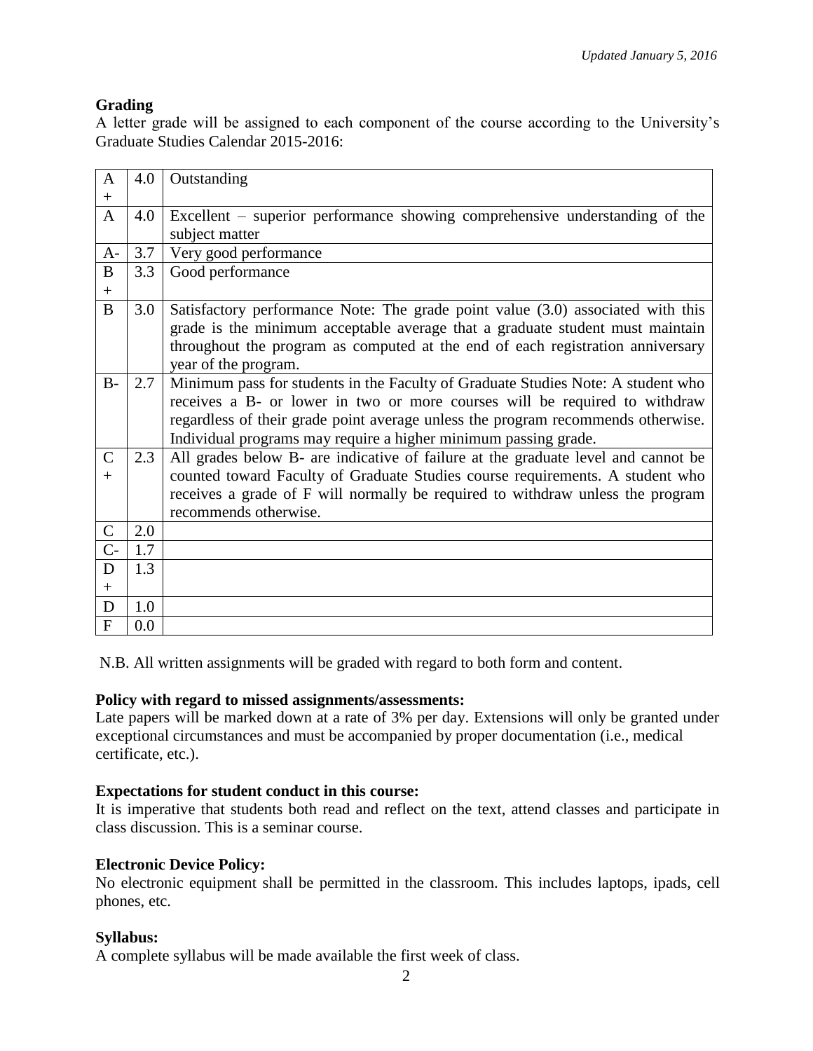## Grading

A letter grade will be assigned to each component of the course according to the University's Graduate Studies Calendar 2015-2016:

| | | |
|---|---|---|
| A+ | 4.0 | Outstanding |
| A | 4.0 | Excellent – superior performance showing comprehensive understanding of the subject matter |
| A- | 3.7 | Very good performance |
| B+ | 3.3 | Good performance |
| B | 3.0 | Satisfactory performance Note: The grade point value (3.0) associated with this grade is the minimum acceptable average that a graduate student must maintain throughout the program as computed at the end of each registration anniversary year of the program. |
| B- | 2.7 | Minimum pass for students in the Faculty of Graduate Studies Note: A student who receives a B- or lower in two or more courses will be required to withdraw regardless of their grade point average unless the program recommends otherwise. Individual programs may require a higher minimum passing grade. |
| C+ | 2.3 | All grades below B- are indicative of failure at the graduate level and cannot be counted toward Faculty of Graduate Studies course requirements. A student who receives a grade of F will normally be required to withdraw unless the program recommends otherwise. |
| C | 2.0 | |
| C- | 1.7 | |
| D+ | 1.3 | |
| D | 1.0 | |
| F | 0.0 | |

N.B. All written assignments will be graded with regard to both form and content.

**Policy with regard to missed assignments/assessments:**
Late papers will be marked down at a rate of 3% per day. Extensions will only be granted under exceptional circumstances and must be accompanied by proper documentation (i.e., medical certificate, etc.).

**Expectations for student conduct in this course:**
It is imperative that students both read and reflect on the text, attend classes and participate in class discussion. This is a seminar course.

**Electronic Device Policy:**
No electronic equipment shall be permitted in the classroom. This includes laptops, ipads, cell phones, etc.

**Syllabus:**
A complete syllabus will be made available the first week of class.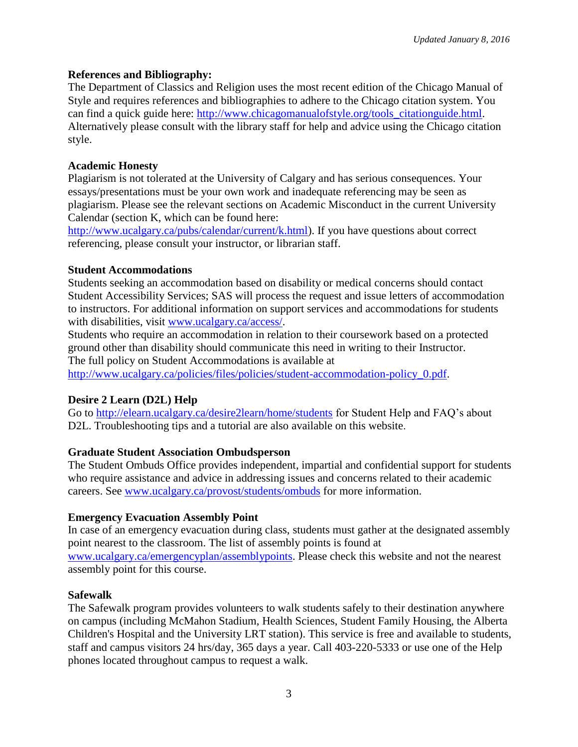**References and Bibliography:**

The Department of Classics and Religion uses the most recent edition of the Chicago Manual of Style and requires references and bibliographies to adhere to the Chicago citation system. You can find a quick guide here: http://www.chicagomanualofstyle.org/tools_citationguide.html. Alternatively please consult with the library staff for help and advice using the Chicago citation style.

**Academic Honesty**

Plagiarism is not tolerated at the University of Calgary and has serious consequences. Your essays/presentations must be your own work and inadequate referencing may be seen as plagiarism. Please see the relevant sections on Academic Misconduct in the current University Calendar (section K, which can be found here: http://www.ucalgary.ca/pubs/calendar/current/k.html). If you have questions about correct referencing, please consult your instructor, or librarian staff.

**Student Accommodations**

Students seeking an accommodation based on disability or medical concerns should contact Student Accessibility Services; SAS will process the request and issue letters of accommodation to instructors. For additional information on support services and accommodations for students with disabilities, visit www.ucalgary.ca/access/.

Students who require an accommodation in relation to their coursework based on a protected ground other than disability should communicate this need in writing to their Instructor.

The full policy on Student Accommodations is available at http://www.ucalgary.ca/policies/files/policies/student-accommodation-policy_0.pdf.

**Desire 2 Learn (D2L) Help**

Go to http://elearn.ucalgary.ca/desire2learn/home/students for Student Help and FAQ's about D2L. Troubleshooting tips and a tutorial are also available on this website.

**Graduate Student Association Ombudsperson**

The Student Ombuds Office provides independent, impartial and confidential support for students who require assistance and advice in addressing issues and concerns related to their academic careers. See www.ucalgary.ca/provost/students/ombuds for more information.

**Emergency Evacuation Assembly Point**

In case of an emergency evacuation during class, students must gather at the designated assembly point nearest to the classroom. The list of assembly points is found at www.ucalgary.ca/emergencyplan/assemblypoints. Please check this website and not the nearest assembly point for this course.

**Safewalk**

The Safewalk program provides volunteers to walk students safely to their destination anywhere on campus (including McMahon Stadium, Health Sciences, Student Family Housing, the Alberta Children's Hospital and the University LRT station). This service is free and available to students, staff and campus visitors 24 hrs/day, 365 days a year. Call 403-220-5333 or use one of the Help phones located throughout campus to request a walk.